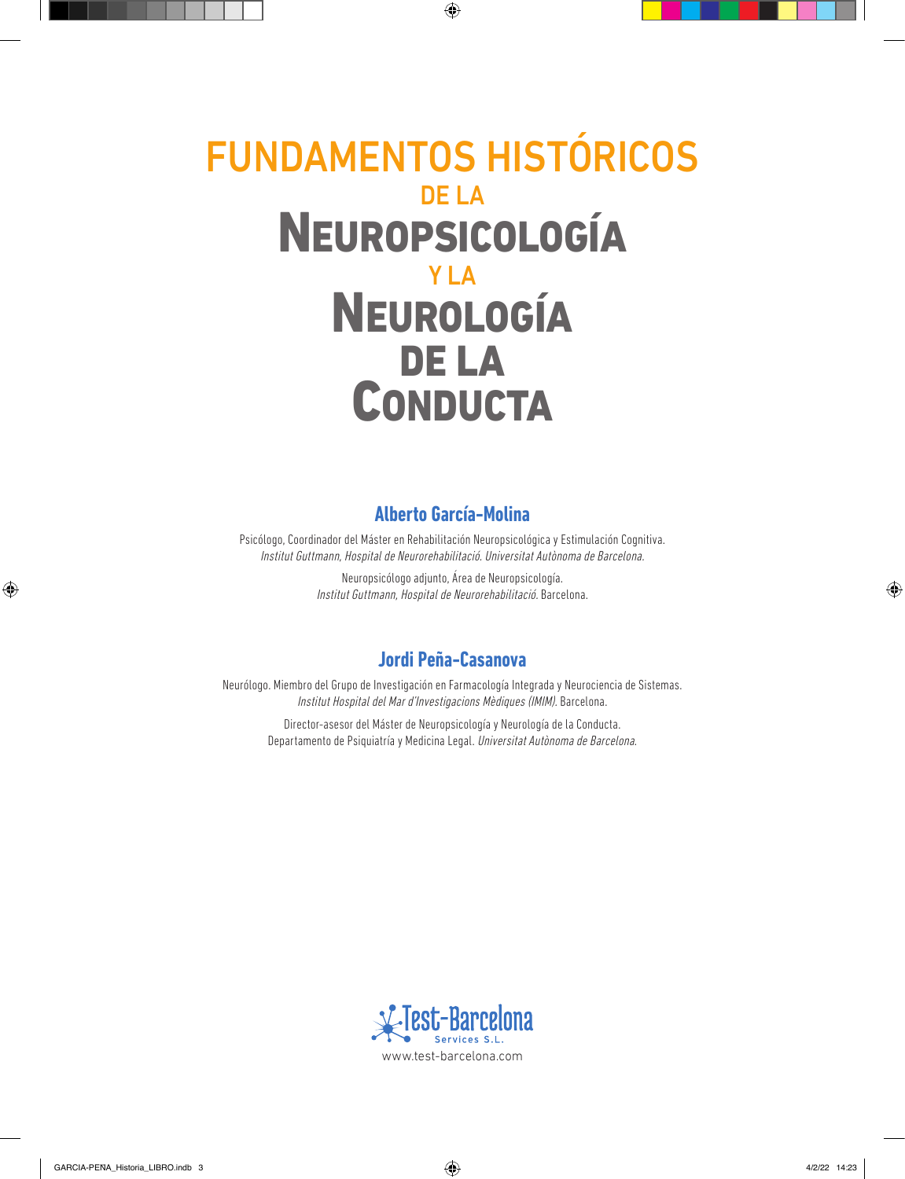# FUNDAMENTOS HISTÓRICOS DE LA NEUROPSICOLOGÍA Y LA NEUROLOGÍA DE LA CONDUCTA

## Alberto García-Molina

Psicólogo, Coordinador del Máster en Rehabilitación Neuropsicológica y Estimulación Cognitiva.
*Institut Guttmann, Hospital de Neurorehabilitació. Universitat Autònoma de Barcelona.*

Neuropsicólogo adjunto, Área de Neuropsicología.
*Institut Guttmann, Hospital de Neurorehabilitació.* Barcelona.

## Jordi Peña-Casanova

Neurólogo. Miembro del Grupo de Investigación en Farmacología Integrada y Neurociencia de Sistemas.
*Institut Hospital del Mar d'Investigacions Mèdiques (IMIM).* Barcelona.

Director-asesor del Máster de Neuropsicología y Neurología de la Conducta.
Departamento de Psiquiatría y Medicina Legal. *Universitat Autònoma de Barcelona.*

Test-Barcelona Services S.L.
www.test-barcelona.com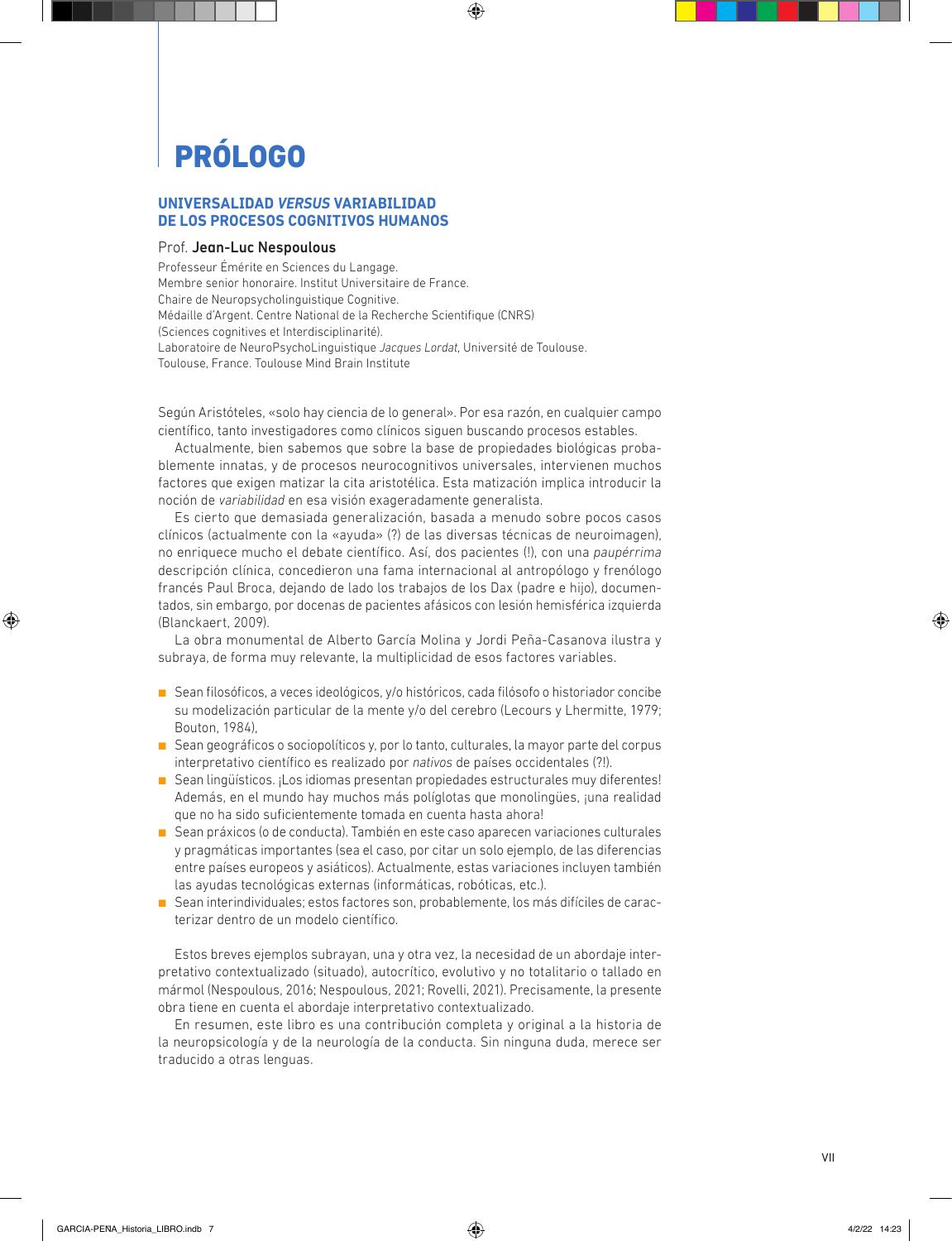# PRÓLOGO

## UNIVERSALIDAD *VERSUS* VARIABILIDAD DE LOS PROCESOS COGNITIVOS HUMANOS

Prof. **Jean-Luc Nespoulous**

Professeur Émérite en Sciences du Langage.
Membre senior honoraire. Institut Universitaire de France.
Chaire de Neuropsycholinguistique Cognitive.
Médaille d'Argent. Centre National de la Recherche Scientifique (CNRS)
(Sciences cognitives et Interdisciplinarité).
Laboratoire de NeuroPsychoLinguistique *Jacques Lordat*, Université de Toulouse.
Toulouse, France. Toulouse Mind Brain Institute

Según Aristóteles, «solo hay ciencia de lo general». Por esa razón, en cualquier campo científico, tanto investigadores como clínicos siguen buscando procesos estables.

Actualmente, bien sabemos que sobre la base de propiedades biológicas probablemente innatas, y de procesos neurocognitivos universales, intervienen muchos factores que exigen matizar la cita aristotélica. Esta matización implica introducir la noción de *variabilidad* en esa visión exageradamente generalista.

Es cierto que demasiada generalización, basada a menudo sobre pocos casos clínicos (actualmente con la «ayuda» (?) de las diversas técnicas de neuroimagen), no enriquece mucho el debate científico. Así, dos pacientes (!), con una *paupérrima* descripción clínica, concedieron una fama internacional al antropólogo y frenólogo francés Paul Broca, dejando de lado los trabajos de los Dax (padre e hijo), documentados, sin embargo, por docenas de pacientes afásicos con lesión hemisférica izquierda (Blanckaert, 2009).

La obra monumental de Alberto García Molina y Jordi Peña-Casanova ilustra y subraya, de forma muy relevante, la multiplicidad de esos factores variables.

- Sean filosóficos, a veces ideológicos, y/o históricos, cada filósofo o historiador concibe su modelización particular de la mente y/o del cerebro (Lecours y Lhermitte, 1979; Bouton, 1984),
- Sean geográficos o sociopolíticos y, por lo tanto, culturales, la mayor parte del corpus interpretativo científico es realizado por *nativos* de países occidentales (?!).
- Sean lingüísticos. ¡Los idiomas presentan propiedades estructurales muy diferentes! Además, en el mundo hay muchos más políglotas que monolingües, ¡una realidad que no ha sido suficientemente tomada en cuenta hasta ahora!
- Sean práxicos (o de conducta). También en este caso aparecen variaciones culturales y pragmáticas importantes (sea el caso, por citar un solo ejemplo, de las diferencias entre países europeos y asiáticos). Actualmente, estas variaciones incluyen también las ayudas tecnológicas externas (informáticas, robóticas, etc.).
- Sean interindividuales; estos factores son, probablemente, los más difíciles de caracterizar dentro de un modelo científico.

Estos breves ejemplos subrayan, una y otra vez, la necesidad de un abordaje interpretativo contextualizado (situado), autocrítico, evolutivo y no totalitario o tallado en mármol (Nespoulous, 2016; Nespoulous, 2021; Rovelli, 2021). Precisamente, la presente obra tiene en cuenta el abordaje interpretativo contextualizado.

En resumen, este libro es una contribución completa y original a la historia de la neuropsicología y de la neurología de la conducta. Sin ninguna duda, merece ser traducido a otras lenguas.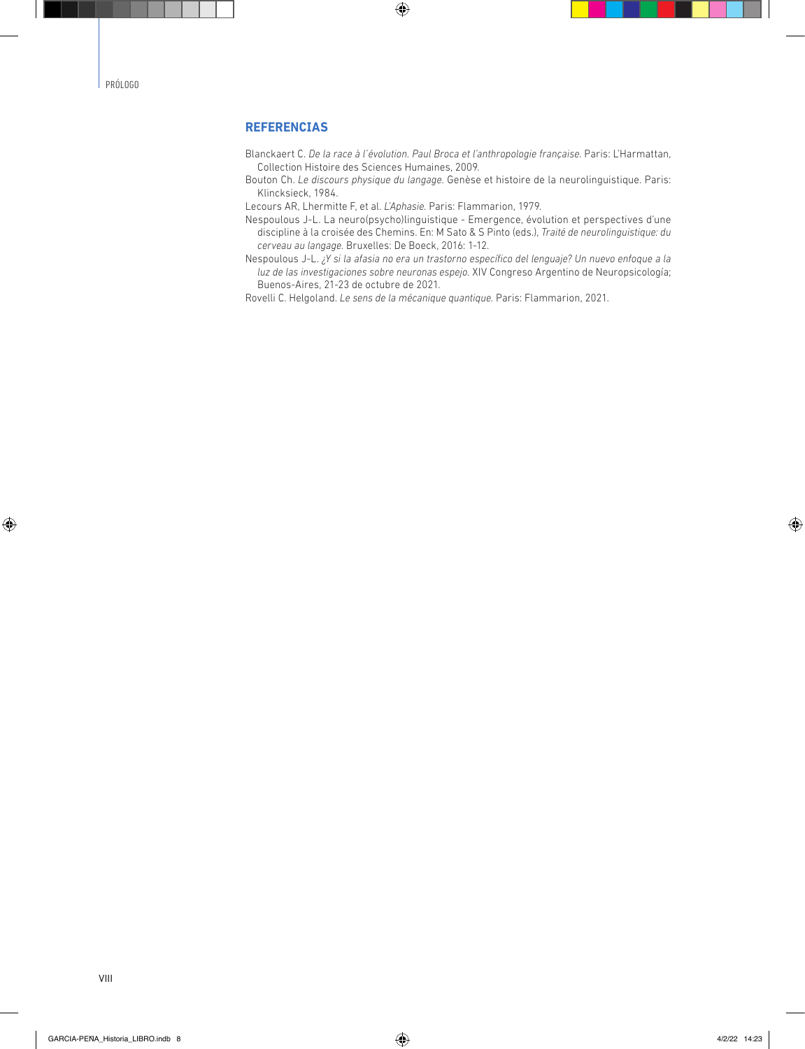## REFERENCIAS

Blanckaert C. *De la race à l'évolution. Paul Broca et l'anthropologie française.* Paris: L'Harmattan, Collection Histoire des Sciences Humaines, 2009.

Bouton Ch. *Le discours physique du langage.* Genèse et histoire de la neurolinguistique. Paris: Klincksieck, 1984.

Lecours AR, Lhermitte F, et al. *L'Aphasie.* Paris: Flammarion, 1979.

Nespoulous J-L. La neuro(psycho)linguistique - Emergence, évolution et perspectives d'une discipline à la croisée des Chemins. En: M Sato & S Pinto (eds.), *Traité de neurolinguistique: du cerveau au langage.* Bruxelles: De Boeck, 2016: 1-12.

Nespoulous J-L. *¿Y si la afasia no era un trastorno específico del lenguaje? Un nuevo enfoque a la luz de las investigaciones sobre neuronas espejo.* XIV Congreso Argentino de Neuropsicología; Buenos-Aires, 21-23 de octubre de 2021.

Rovelli C. Helgoland. *Le sens de la mécanique quantique.* Paris: Flammarion, 2021.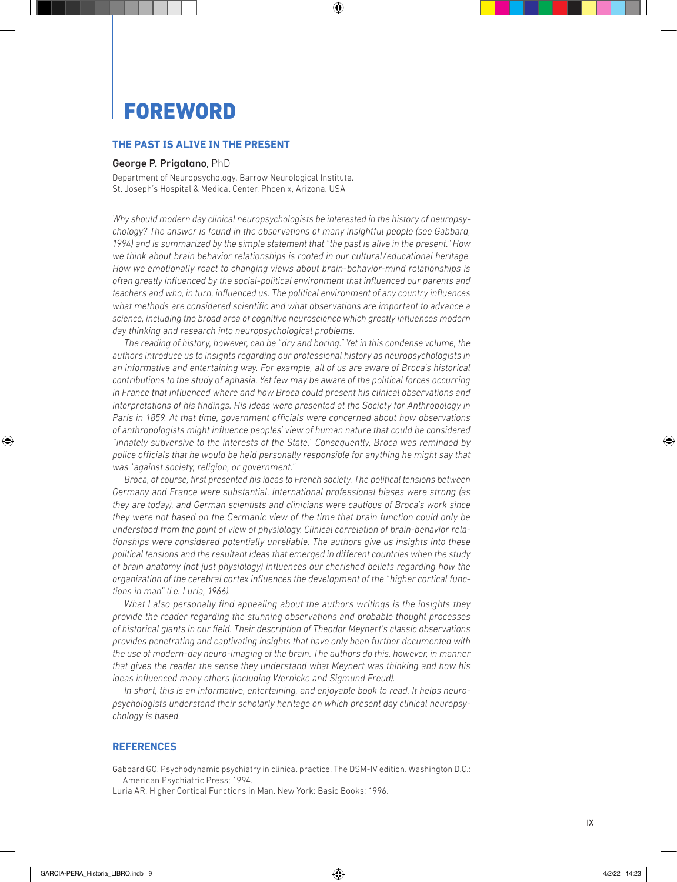# FOREWORD

## THE PAST IS ALIVE IN THE PRESENT

**George P. Prigatano**, PhD

Department of Neuropsychology. Barrow Neurological Institute.
St. Joseph's Hospital & Medical Center. Phoenix, Arizona. USA

*Why should modern day clinical neuropsychologists be interested in the history of neuropsychology? The answer is found in the observations of many insightful people (see Gabbard, 1994) and is summarized by the simple statement that "the past is alive in the present." How we think about brain behavior relationships is rooted in our cultural/educational heritage. How we emotionally react to changing views about brain-behavior-mind relationships is often greatly influenced by the social-political environment that influenced our parents and teachers and who, in turn, influenced us. The political environment of any country influences what methods are considered scientific and what observations are important to advance a science, including the broad area of cognitive neuroscience which greatly influences modern day thinking and research into neuropsychological problems.*

*The reading of history, however, can be "dry and boring." Yet in this condense volume, the authors introduce us to insights regarding our professional history as neuropsychologists in an informative and entertaining way. For example, all of us are aware of Broca's historical contributions to the study of aphasia. Yet few may be aware of the political forces occurring in France that influenced where and how Broca could present his clinical observations and interpretations of his findings. His ideas were presented at the Society for Anthropology in Paris in 1859. At that time, government officials were concerned about how observations of anthropologists might influence peoples' view of human nature that could be considered "innately subversive to the interests of the State." Consequently, Broca was reminded by police officials that he would be held personally responsible for anything he might say that was "against society, religion, or government."*

*Broca, of course, first presented his ideas to French society. The political tensions between Germany and France were substantial. International professional biases were strong (as they are today), and German scientists and clinicians were cautious of Broca's work since they were not based on the Germanic view of the time that brain function could only be understood from the point of view of physiology. Clinical correlation of brain-behavior relationships were considered potentially unreliable. The authors give us insights into these political tensions and the resultant ideas that emerged in different countries when the study of brain anatomy (not just physiology) influences our cherished beliefs regarding how the organization of the cerebral cortex influences the development of the "higher cortical functions in man" (i.e. Luria, 1966).*

*What I also personally find appealing about the authors writings is the insights they provide the reader regarding the stunning observations and probable thought processes of historical giants in our field. Their description of Theodor Meynert's classic observations provides penetrating and captivating insights that have only been further documented with the use of modern-day neuro-imaging of the brain. The authors do this, however, in manner that gives the reader the sense they understand what Meynert was thinking and how his ideas influenced many others (including Wernicke and Sigmund Freud).*

*In short, this is an informative, entertaining, and enjoyable book to read. It helps neuropsychologists understand their scholarly heritage on which present day clinical neuropsychology is based.*

## REFERENCES

Gabbard GO. Psychodynamic psychiatry in clinical practice. The DSM-IV edition. Washington D.C.: American Psychiatric Press; 1994.

Luria AR. Higher Cortical Functions in Man. New York: Basic Books; 1996.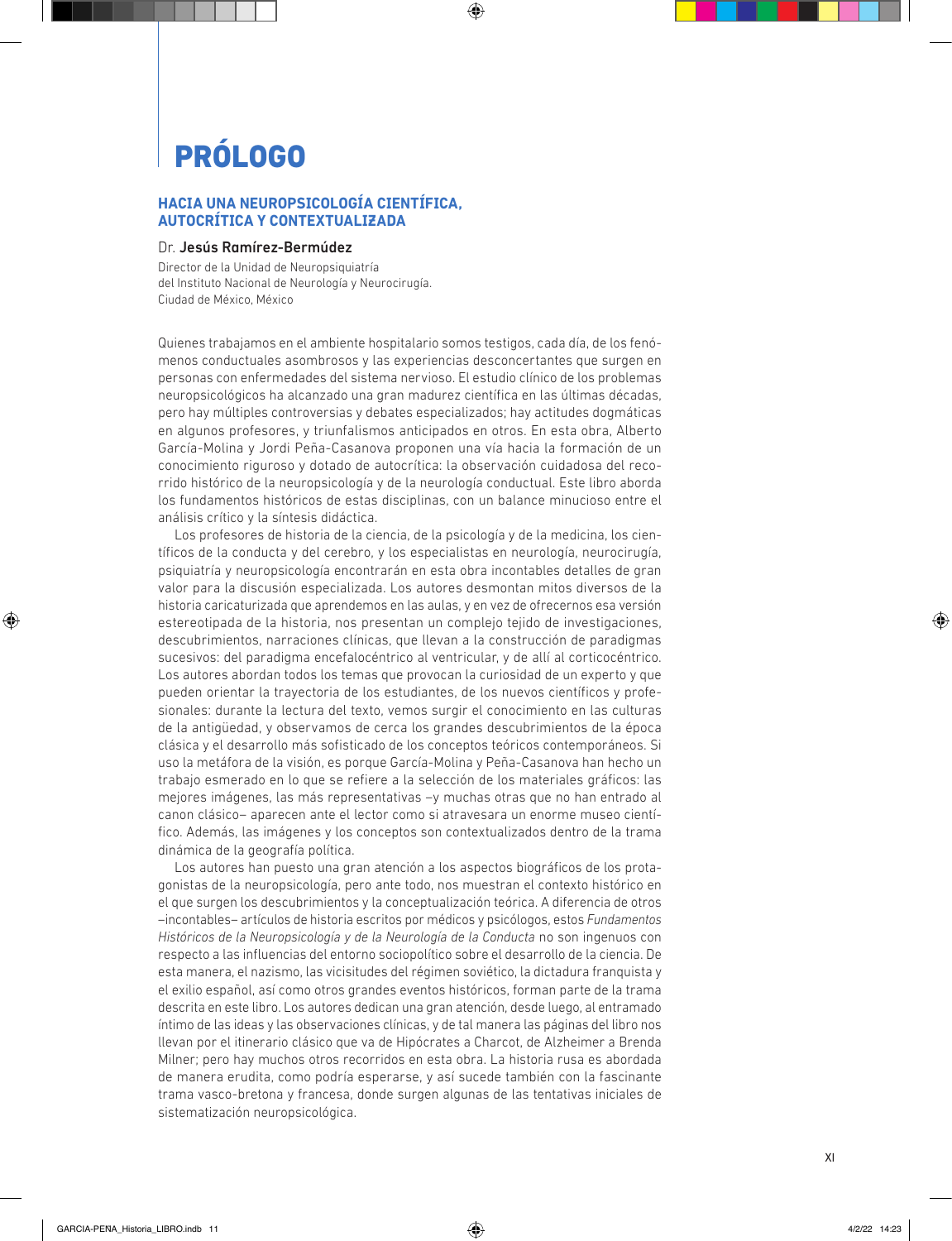# PRÓLOGO

## HACIA UNA NEUROPSICOLOGÍA CIENTÍFICA, AUTOCRÍTICA Y CONTEXTUALIZADA

Dr. **Jesús Ramírez-Bermúdez**

Director de la Unidad de Neuropsiquiatría
del Instituto Nacional de Neurología y Neurocirugía.
Ciudad de México, México

Quienes trabajamos en el ambiente hospitalario somos testigos, cada día, de los fenómenos conductuales asombrosos y las experiencias desconcertantes que surgen en personas con enfermedades del sistema nervioso. El estudio clínico de los problemas neuropsicológicos ha alcanzado una gran madurez científica en las últimas décadas, pero hay múltiples controversias y debates especializados; hay actitudes dogmáticas en algunos profesores, y triunfalismos anticipados en otros. En esta obra, Alberto García-Molina y Jordi Peña-Casanova proponen una vía hacia la formación de un conocimiento riguroso y dotado de autocrítica: la observación cuidadosa del recorrido histórico de la neuropsicología y de la neurología conductual. Este libro aborda los fundamentos históricos de estas disciplinas, con un balance minucioso entre el análisis crítico y la síntesis didáctica.

Los profesores de historia de la ciencia, de la psicología y de la medicina, los científicos de la conducta y del cerebro, y los especialistas en neurología, neurocirugía, psiquiatría y neuropsicología encontrarán en esta obra incontables detalles de gran valor para la discusión especializada. Los autores desmontan mitos diversos de la historia caricaturizada que aprendemos en las aulas, y en vez de ofrecernos esa versión estereotipada de la historia, nos presentan un complejo tejido de investigaciones, descubrimientos, narraciones clínicas, que llevan a la construcción de paradigmas sucesivos: del paradigma encefalocéntrico al ventricular, y de allí al corticocéntrico. Los autores abordan todos los temas que provocan la curiosidad de un experto y que pueden orientar la trayectoria de los estudiantes, de los nuevos científicos y profesionales: durante la lectura del texto, vemos surgir el conocimiento en las culturas de la antigüedad, y observamos de cerca los grandes descubrimientos de la época clásica y el desarrollo más sofisticado de los conceptos teóricos contemporáneos. Si uso la metáfora de la visión, es porque García-Molina y Peña-Casanova han hecho un trabajo esmerado en lo que se refiere a la selección de los materiales gráficos: las mejores imágenes, las más representativas –y muchas otras que no han entrado al canon clásico– aparecen ante el lector como si atravesara un enorme museo científico. Además, las imágenes y los conceptos son contextualizados dentro de la trama dinámica de la geografía política.

Los autores han puesto una gran atención a los aspectos biográficos de los protagonistas de la neuropsicología, pero ante todo, nos muestran el contexto histórico en el que surgen los descubrimientos y la conceptualización teórica. A diferencia de otros –incontables– artículos de historia escritos por médicos y psicólogos, estos *Fundamentos Históricos de la Neuropsicología y de la Neurología de la Conducta* no son ingenuos con respecto a las influencias del entorno sociopolítico sobre el desarrollo de la ciencia. De esta manera, el nazismo, las vicisitudes del régimen soviético, la dictadura franquista y el exilio español, así como otros grandes eventos históricos, forman parte de la trama descrita en este libro. Los autores dedican una gran atención, desde luego, al entramado íntimo de las ideas y las observaciones clínicas, y de tal manera las páginas del libro nos llevan por el itinerario clásico que va de Hipócrates a Charcot, de Alzheimer a Brenda Milner; pero hay muchos otros recorridos en esta obra. La historia rusa es abordada de manera erudita, como podría esperarse, y así sucede también con la fascinante trama vasco-bretona y francesa, donde surgen algunas de las tentativas iniciales de sistematización neuropsicológica.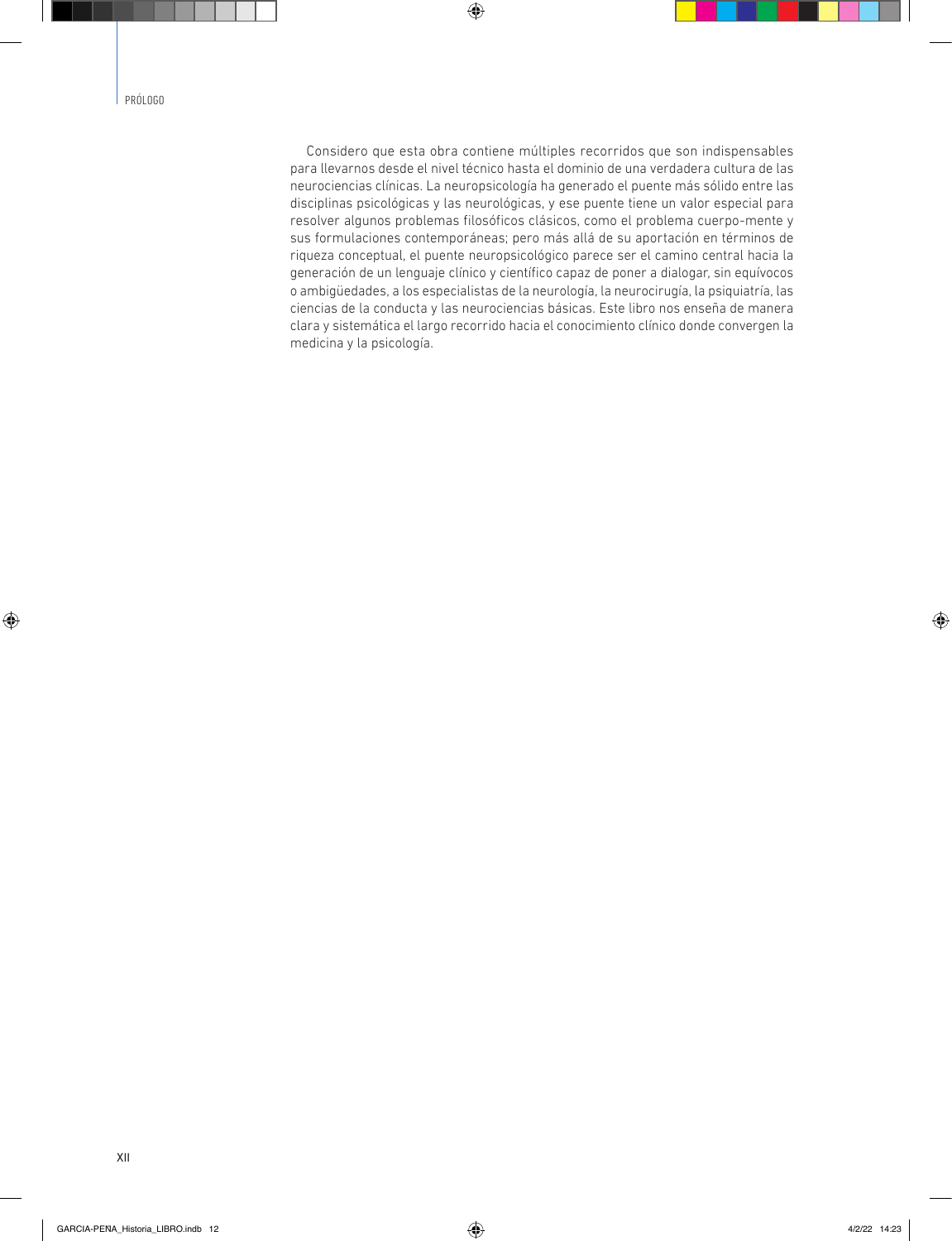Considero que esta obra contiene múltiples recorridos que son indispensables para llevarnos desde el nivel técnico hasta el dominio de una verdadera cultura de las neurociencias clínicas. La neuropsicología ha generado el puente más sólido entre las disciplinas psicológicas y las neurológicas, y ese puente tiene un valor especial para resolver algunos problemas filosóficos clásicos, como el problema cuerpo-mente y sus formulaciones contemporáneas; pero más allá de su aportación en términos de riqueza conceptual, el puente neuropsicológico parece ser el camino central hacia la generación de un lenguaje clínico y científico capaz de poner a dialogar, sin equívocos o ambigüedades, a los especialistas de la neurología, la neurocirugía, la psiquiatría, las ciencias de la conducta y las neurociencias básicas. Este libro nos enseña de manera clara y sistemática el largo recorrido hacia el conocimiento clínico donde convergen la medicina y la psicología.